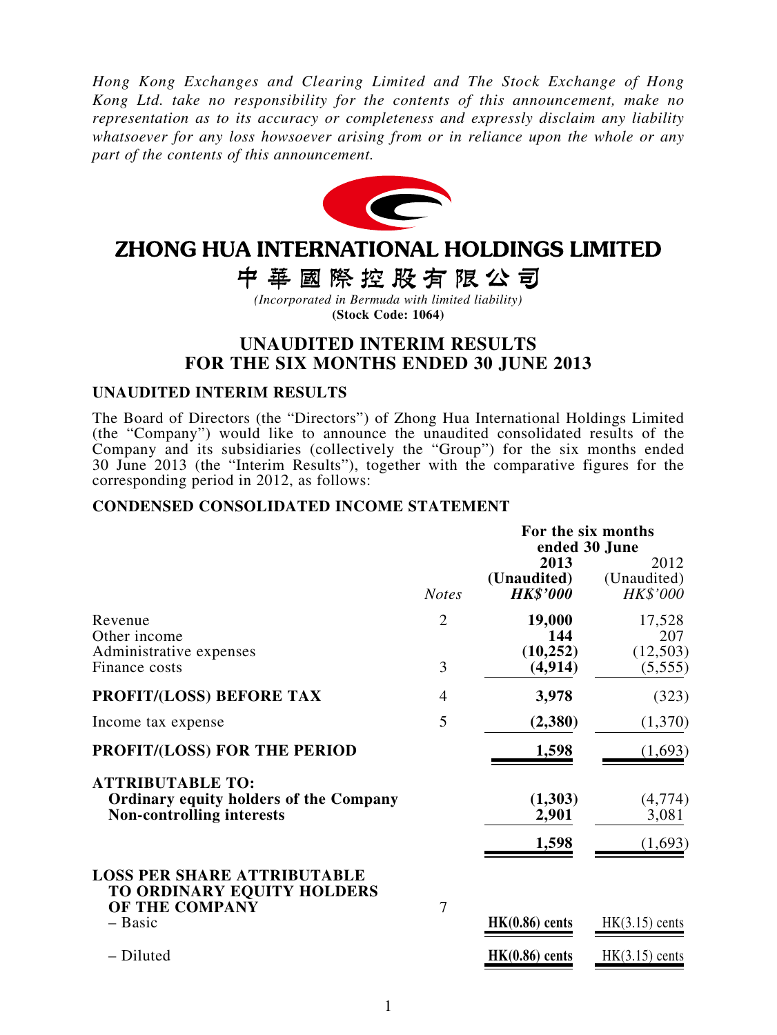*Hong Kong Exchanges and Clearing Limited and The Stock Exchange of Hong Kong Ltd. take no responsibility for the contents of this announcement, make no representation as to its accuracy or completeness and expressly disclaim any liability whatsoever for any loss howsoever arising from or in reliance upon the whole or any part of the contents of this announcement.*

# ZHONG HUA INTERNATIONAL HOLDINGS LIMITED

# 中華國際控股有限公司

*(Incorporated in Bermuda with limited liability)*

**(Stock Code: 1064)**

## UNAUDITED INTERIM RESULTS FOR THE SIX MONTHS ENDED 30 JUNE 2013

### UNAUDITED INTERIM RESULTS

The Board of Directors (the "Directors") of Zhong Hua International Holdings Limited (the "Company") would like to announce the unaudited consolidated results of the Company and its subsidiaries (collectively the "Group") for the six months ended 30 June 2013 (the "Interim Results"), together with the comparative figures for the corresponding period in 2012, as follows:

### CONDENSED CONSOLIDATED INCOME STATEMENT

| | | For the six months ended 30 June | |
|---|---|---|---|
| | *Notes* | **2013 (Unaudited) *HK$'000*** | 2012 (Unaudited) *HK$'000* |
| Revenue | 2 | **19,000** | 17,528 |
| Other income | | **144** | 207 |
| Administrative expenses | | **(10,252)** | (12,503) |
| Finance costs | 3 | **(4,914)** | (5,555) |
| **PROFIT/(LOSS) BEFORE TAX** | 4 | **3,978** | (323) |
| Income tax expense | 5 | **(2,380)** | (1,370) |
| **PROFIT/(LOSS) FOR THE PERIOD** | | **1,598** | (1,693) |
| **ATTRIBUTABLE TO:** | | | |
| **Ordinary equity holders of the Company** | | **(1,303)** | (4,774) |
| **Non-controlling interests** | | **2,901** | 3,081 |
| | | **1,598** | (1,693) |
| **LOSS PER SHARE ATTRIBUTABLE TO ORDINARY EQUITY HOLDERS OF THE COMPANY** | 7 | | |
| – Basic | | **HK(0.86) cents** | HK(3.15) cents |
| – Diluted | | **HK(0.86) cents** | HK(3.15) cents |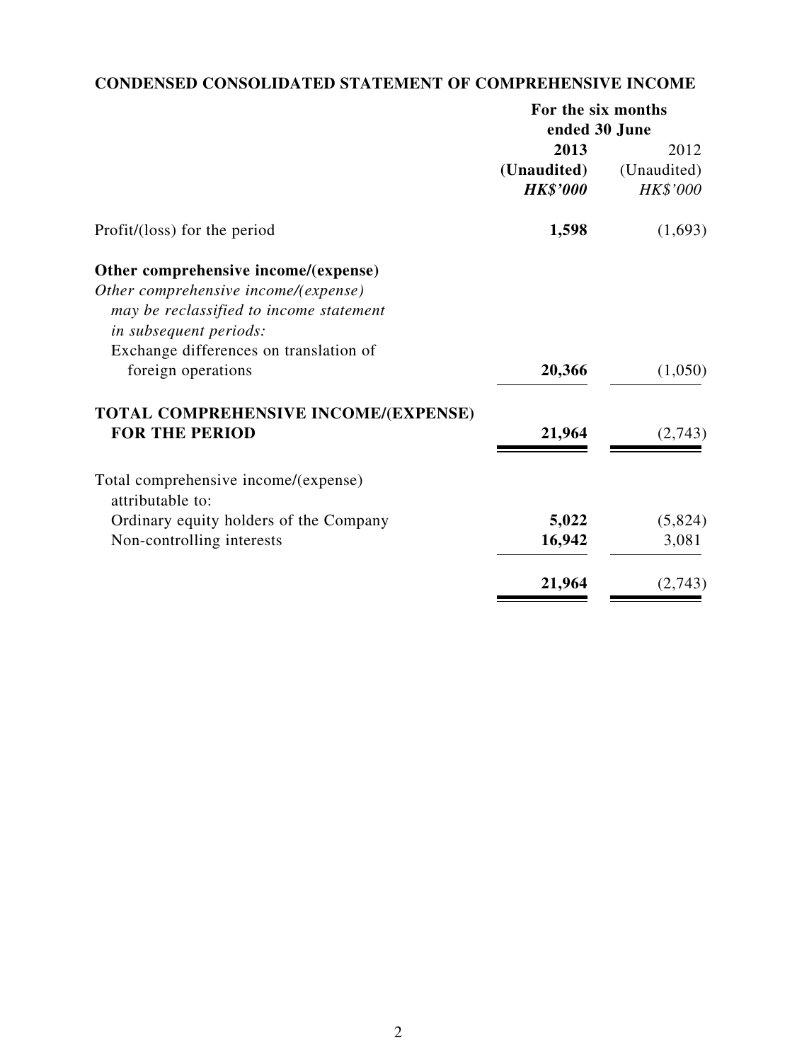## CONDENSED CONSOLIDATED STATEMENT OF COMPREHENSIVE INCOME

| | For the six months ended 30 June | |
|---|---|---|
| | **2013** | 2012 |
| | **(Unaudited)** | (Unaudited) |
| | ***HK$'000*** | *HK$'000* |
| Profit/(loss) for the period | **1,598** | (1,693) |
| **Other comprehensive income/(expense)** | | |
| *Other comprehensive income/(expense) may be reclassified to income statement in subsequent periods:* | | |
| Exchange differences on translation of foreign operations | **20,366** | (1,050) |
| **TOTAL COMPREHENSIVE INCOME/(EXPENSE) FOR THE PERIOD** | **21,964** | (2,743) |
| Total comprehensive income/(expense) attributable to: | | |
| Ordinary equity holders of the Company | **5,022** | (5,824) |
| Non-controlling interests | **16,942** | 3,081 |
| | **21,964** | (2,743) |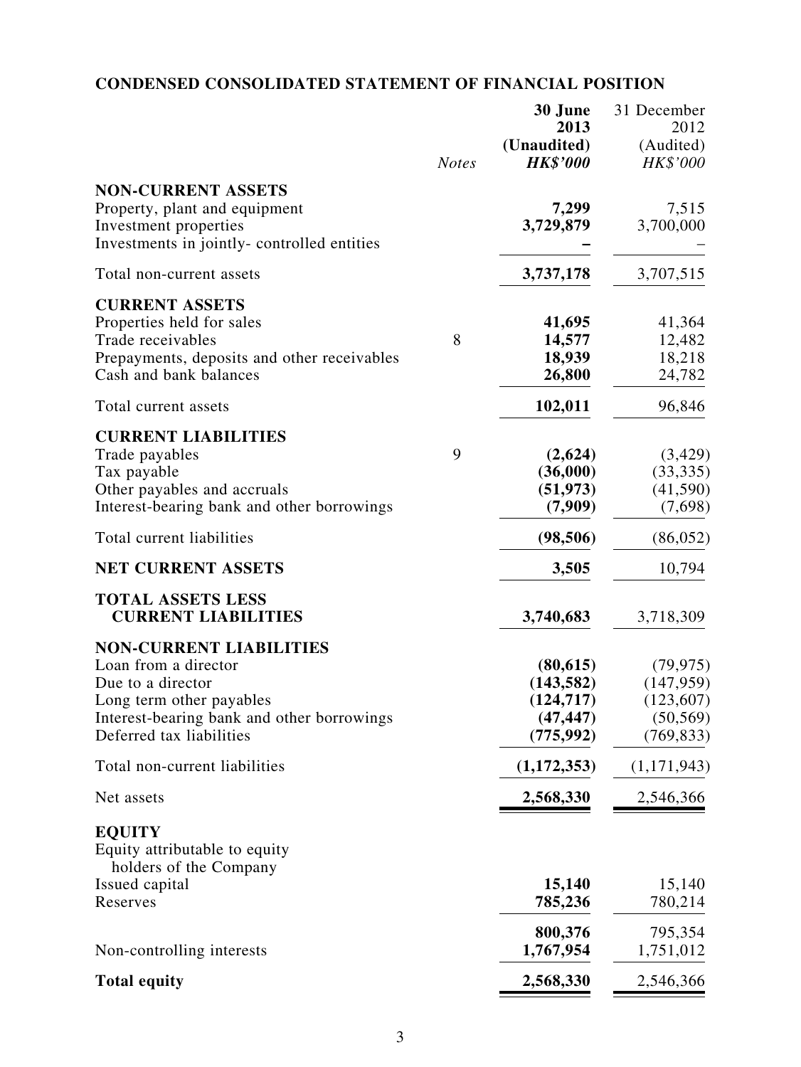## CONDENSED CONSOLIDATED STATEMENT OF FINANCIAL POSITION

| | *Notes* | **30 June 2013 (Unaudited) *HK$'000*** | 31 December 2012 (Audited) *HK$'000* |
|---|---|---|---|
| **NON-CURRENT ASSETS** | | | |
| Property, plant and equipment | | **7,299** | 7,515 |
| Investment properties | | **3,729,879** | 3,700,000 |
| Investments in jointly- controlled entities | | **–** | – |
| Total non-current assets | | **3,737,178** | 3,707,515 |
| **CURRENT ASSETS** | | | |
| Properties held for sales | | **41,695** | 41,364 |
| Trade receivables | 8 | **14,577** | 12,482 |
| Prepayments, deposits and other receivables | | **18,939** | 18,218 |
| Cash and bank balances | | **26,800** | 24,782 |
| Total current assets | | **102,011** | 96,846 |
| **CURRENT LIABILITIES** | | | |
| Trade payables | 9 | **(2,624)** | (3,429) |
| Tax payable | | **(36,000)** | (33,335) |
| Other payables and accruals | | **(51,973)** | (41,590) |
| Interest-bearing bank and other borrowings | | **(7,909)** | (7,698) |
| Total current liabilities | | **(98,506)** | (86,052) |
| **NET CURRENT ASSETS** | | **3,505** | 10,794 |
| **TOTAL ASSETS LESS CURRENT LIABILITIES** | | **3,740,683** | 3,718,309 |
| **NON-CURRENT LIABILITIES** | | | |
| Loan from a director | | **(80,615)** | (79,975) |
| Due to a director | | **(143,582)** | (147,959) |
| Long term other payables | | **(124,717)** | (123,607) |
| Interest-bearing bank and other borrowings | | **(47,447)** | (50,569) |
| Deferred tax liabilities | | **(775,992)** | (769,833) |
| Total non-current liabilities | | **(1,172,353)** | (1,171,943) |
| Net assets | | **2,568,330** | 2,546,366 |
| **EQUITY** | | | |
| Equity attributable to equity holders of the Company | | | |
| Issued capital | | **15,140** | 15,140 |
| Reserves | | **785,236** | 780,214 |
| | | **800,376** | 795,354 |
| Non-controlling interests | | **1,767,954** | 1,751,012 |
| **Total equity** | | **2,568,330** | 2,546,366 |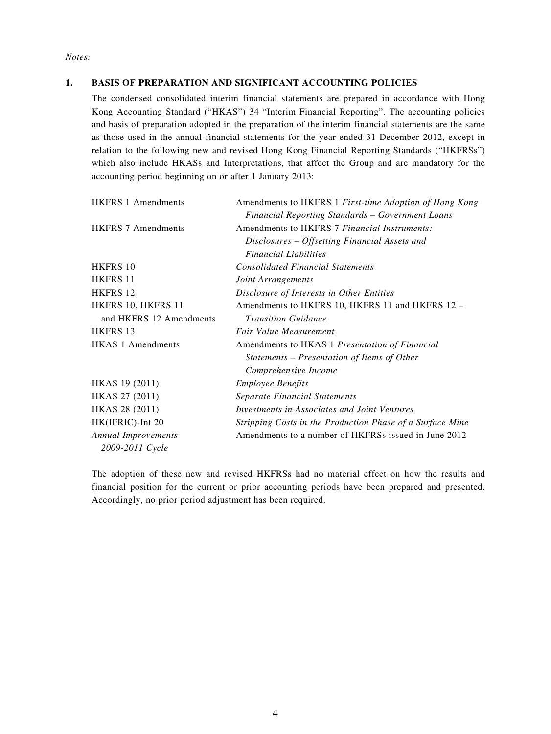*Notes:*

## 1. BASIS OF PREPARATION AND SIGNIFICANT ACCOUNTING POLICIES

The condensed consolidated interim financial statements are prepared in accordance with Hong Kong Accounting Standard ("HKAS") 34 "Interim Financial Reporting". The accounting policies and basis of preparation adopted in the preparation of the interim financial statements are the same as those used in the annual financial statements for the year ended 31 December 2012, except in relation to the following new and revised Hong Kong Financial Reporting Standards ("HKFRSs") which also include HKASs and Interpretations, that affect the Group and are mandatory for the accounting period beginning on or after 1 January 2013:

| | |
|---|---|
| HKFRS 1 Amendments | Amendments to HKFRS 1 *First-time Adoption of Hong Kong Financial Reporting Standards – Government Loans* |
| HKFRS 7 Amendments | Amendments to HKFRS 7 *Financial Instruments: Disclosures – Offsetting Financial Assets and Financial Liabilities* |
| HKFRS 10 | *Consolidated Financial Statements* |
| HKFRS 11 | *Joint Arrangements* |
| HKFRS 12 | *Disclosure of Interests in Other Entities* |
| HKFRS 10, HKFRS 11 and HKFRS 12 Amendments | Amendments to HKFRS 10, HKFRS 11 and HKFRS 12 – *Transition Guidance* |
| HKFRS 13 | *Fair Value Measurement* |
| HKAS 1 Amendments | Amendments to HKAS 1 *Presentation of Financial Statements – Presentation of Items of Other Comprehensive Income* |
| HKAS 19 (2011) | *Employee Benefits* |
| HKAS 27 (2011) | *Separate Financial Statements* |
| HKAS 28 (2011) | *Investments in Associates and Joint Ventures* |
| HK(IFRIC)-Int 20 | *Stripping Costs in the Production Phase of a Surface Mine* |
| *Annual Improvements 2009-2011 Cycle* | Amendments to a number of HKFRSs issued in June 2012 |

The adoption of these new and revised HKFRSs had no material effect on how the results and financial position for the current or prior accounting periods have been prepared and presented. Accordingly, no prior period adjustment has been required.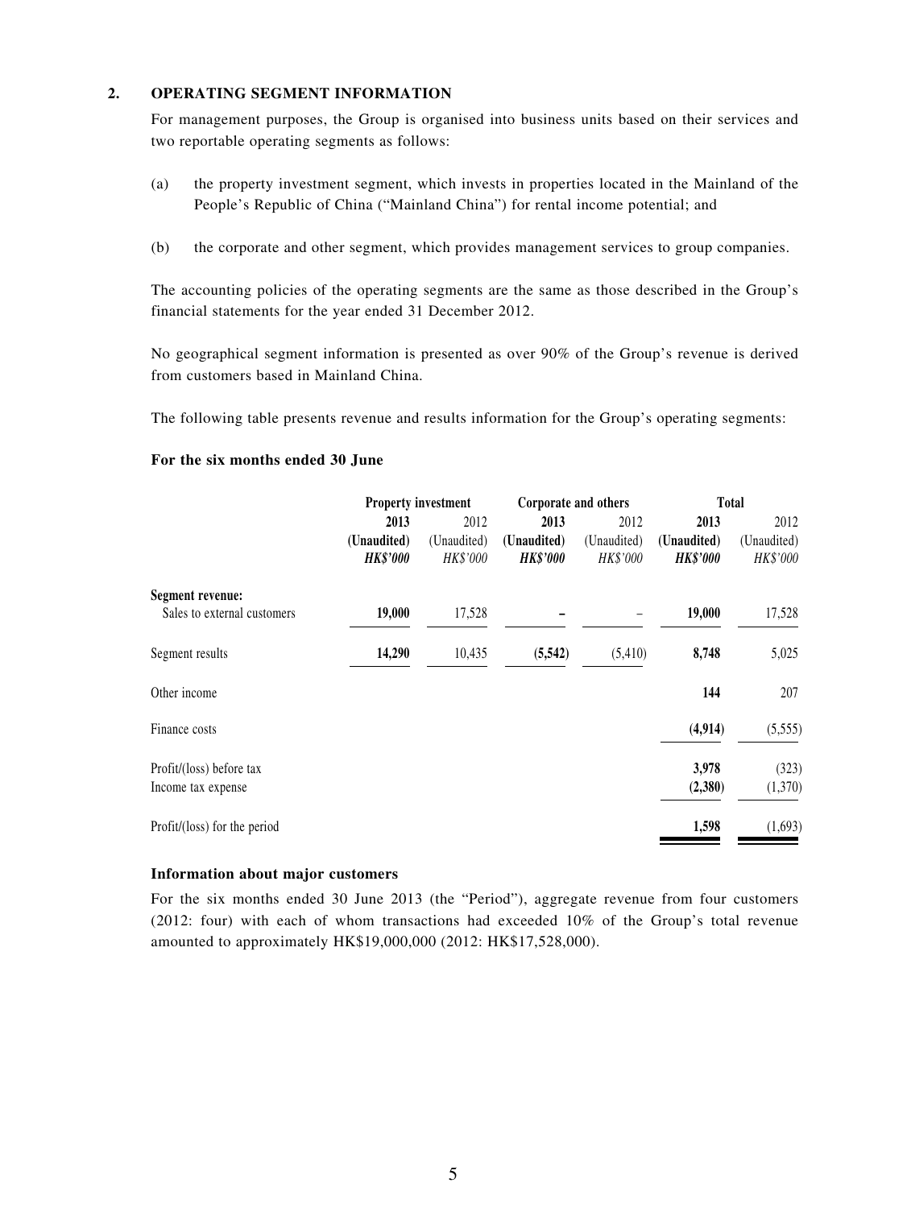## 2. OPERATING SEGMENT INFORMATION

For management purposes, the Group is organised into business units based on their services and two reportable operating segments as follows:

(a) the property investment segment, which invests in properties located in the Mainland of the People's Republic of China ("Mainland China") for rental income potential; and

(b) the corporate and other segment, which provides management services to group companies.

The accounting policies of the operating segments are the same as those described in the Group's financial statements for the year ended 31 December 2012.

No geographical segment information is presented as over 90% of the Group's revenue is derived from customers based in Mainland China.

The following table presents revenue and results information for the Group's operating segments:

**For the six months ended 30 June**

| | **Property investment** | | **Corporate and others** | | **Total** | |
|---|---|---|---|---|---|---|
| | **2013** | 2012 | **2013** | 2012 | **2013** | 2012 |
| | **(Unaudited)** | (Unaudited) | **(Unaudited)** | (Unaudited) | **(Unaudited)** | (Unaudited) |
| | ***HK$'000*** | *HK$'000* | ***HK$'000*** | *HK$'000* | ***HK$'000*** | *HK$'000* |
| **Segment revenue:** | | | | | | |
| Sales to external customers | **19,000** | 17,528 | **–** | – | **19,000** | 17,528 |
| Segment results | **14,290** | 10,435 | **(5,542)** | (5,410) | **8,748** | 5,025 |
| Other income | | | | | **144** | 207 |
| Finance costs | | | | | **(4,914)** | (5,555) |
| Profit/(loss) before tax | | | | | **3,978** | (323) |
| Income tax expense | | | | | **(2,380)** | (1,370) |
| Profit/(loss) for the period | | | | | **1,598** | (1,693) |

**Information about major customers**

For the six months ended 30 June 2013 (the "Period"), aggregate revenue from four customers (2012: four) with each of whom transactions had exceeded 10% of the Group's total revenue amounted to approximately HK$19,000,000 (2012: HK$17,528,000).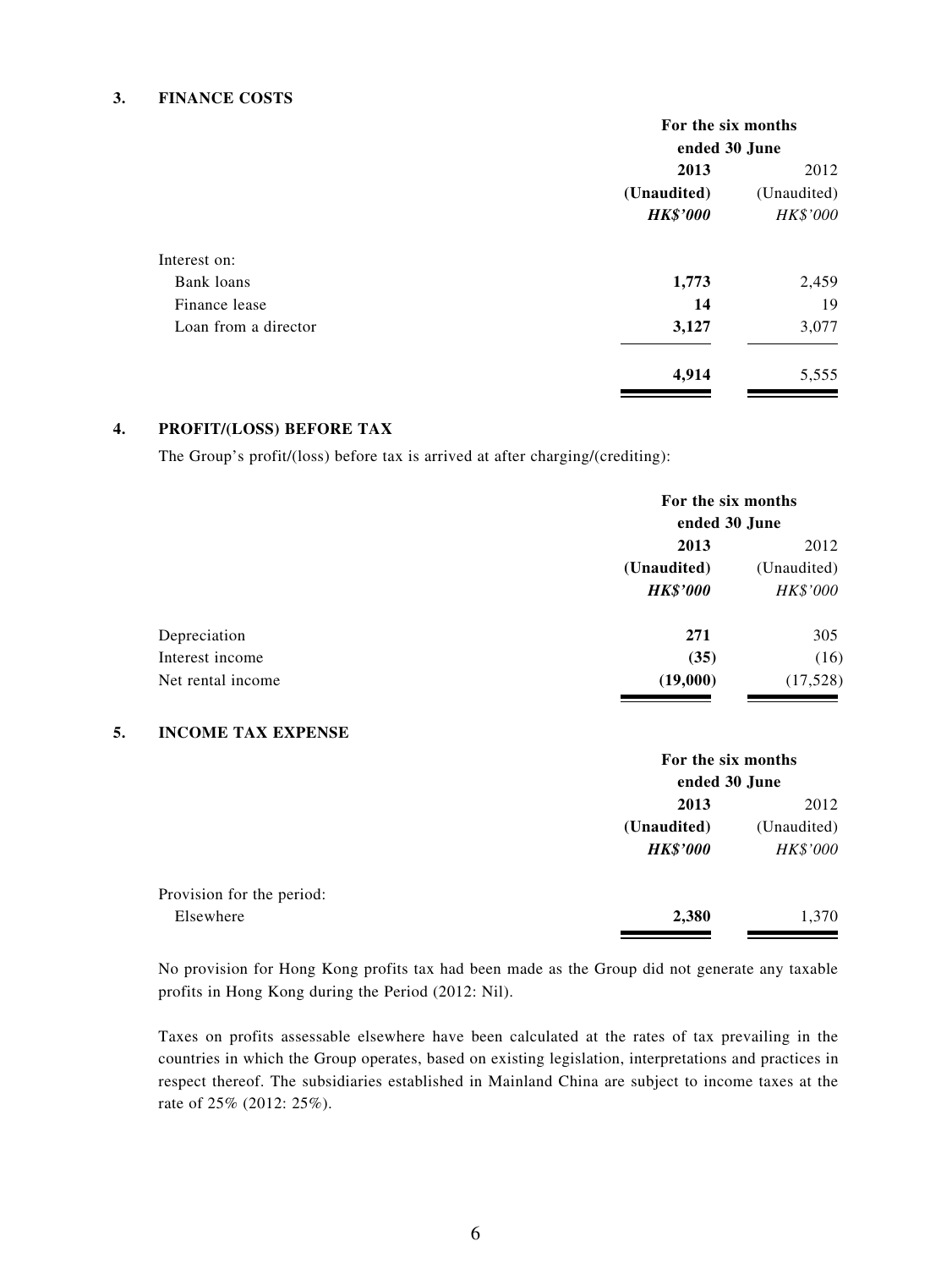## 3. FINANCE COSTS

| | For the six months ended 30 June | |
|---|---|---|
| | **2013** | 2012 |
| | **(Unaudited)** | (Unaudited) |
| | ***HK$'000*** | *HK$'000* |
| Interest on: | | |
| Bank loans | **1,773** | 2,459 |
| Finance lease | **14** | 19 |
| Loan from a director | **3,127** | 3,077 |
| | **4,914** | 5,555 |

## 4. PROFIT/(LOSS) BEFORE TAX

The Group's profit/(loss) before tax is arrived at after charging/(crediting):

| | For the six months ended 30 June | |
|---|---|---|
| | **2013** | 2012 |
| | **(Unaudited)** | (Unaudited) |
| | ***HK$'000*** | *HK$'000* |
| Depreciation | **271** | 305 |
| Interest income | **(35)** | (16) |
| Net rental income | **(19,000)** | (17,528) |

## 5. INCOME TAX EXPENSE

| | For the six months ended 30 June | |
|---|---|---|
| | **2013** | 2012 |
| | **(Unaudited)** | (Unaudited) |
| | ***HK$'000*** | *HK$'000* |
| Provision for the period: | | |
| Elsewhere | **2,380** | 1,370 |

No provision for Hong Kong profits tax had been made as the Group did not generate any taxable profits in Hong Kong during the Period (2012: Nil).

Taxes on profits assessable elsewhere have been calculated at the rates of tax prevailing in the countries in which the Group operates, based on existing legislation, interpretations and practices in respect thereof. The subsidiaries established in Mainland China are subject to income taxes at the rate of 25% (2012: 25%).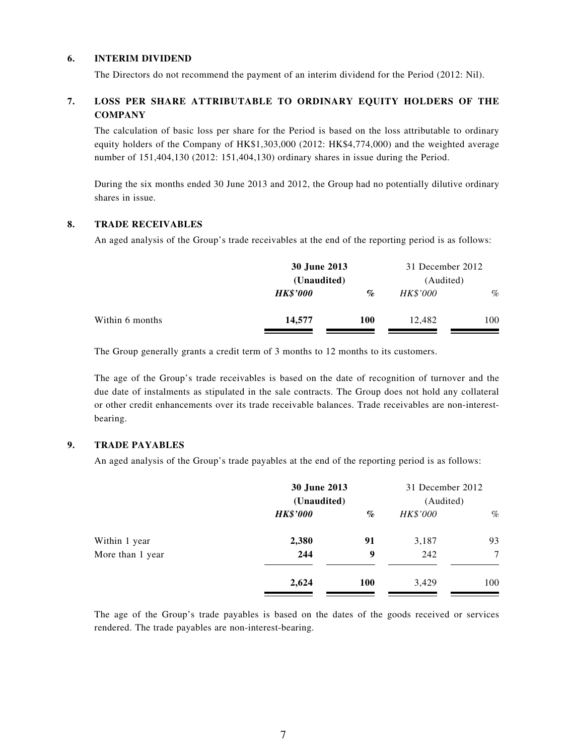### 6. INTERIM DIVIDEND

The Directors do not recommend the payment of an interim dividend for the Period (2012: Nil).

### 7. LOSS PER SHARE ATTRIBUTABLE TO ORDINARY EQUITY HOLDERS OF THE COMPANY

The calculation of basic loss per share for the Period is based on the loss attributable to ordinary equity holders of the Company of HK$1,303,000 (2012: HK$4,774,000) and the weighted average number of 151,404,130 (2012: 151,404,130) ordinary shares in issue during the Period.

During the six months ended 30 June 2013 and 2012, the Group had no potentially dilutive ordinary shares in issue.

### 8. TRADE RECEIVABLES

An aged analysis of the Group's trade receivables at the end of the reporting period is as follows:

| | **30 June 2013** | | 31 December 2012 | |
|---|---|---|---|---|
| | **(Unaudited)** | | (Audited) | |
| | ***HK$'000*** | ***%*** | *HK$'000* | *%* |
| Within 6 months | **14,577** | **100** | 12,482 | 100 |

The Group generally grants a credit term of 3 months to 12 months to its customers.

The age of the Group's trade receivables is based on the date of recognition of turnover and the due date of instalments as stipulated in the sale contracts. The Group does not hold any collateral or other credit enhancements over its trade receivable balances. Trade receivables are non-interest-bearing.

### 9. TRADE PAYABLES

An aged analysis of the Group's trade payables at the end of the reporting period is as follows:

| | **30 June 2013** | | 31 December 2012 | |
|---|---|---|---|---|
| | **(Unaudited)** | | (Audited) | |
| | ***HK$'000*** | ***%*** | *HK$'000* | *%* |
| Within 1 year | **2,380** | **91** | 3,187 | 93 |
| More than 1 year | **244** | **9** | 242 | 7 |
| | **2,624** | **100** | 3,429 | 100 |

The age of the Group's trade payables is based on the dates of the goods received or services rendered. The trade payables are non-interest-bearing.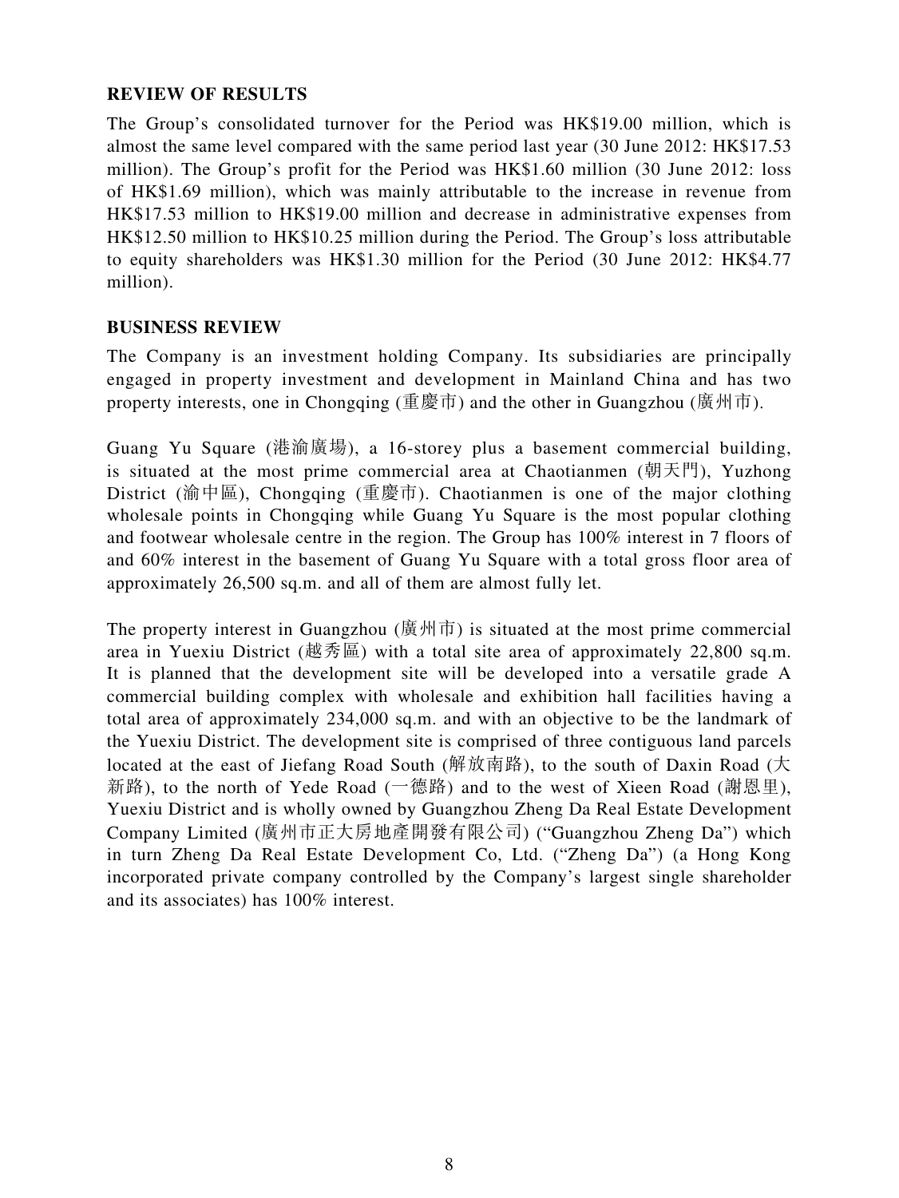## REVIEW OF RESULTS

The Group's consolidated turnover for the Period was HK$19.00 million, which is almost the same level compared with the same period last year (30 June 2012: HK$17.53 million). The Group's profit for the Period was HK$1.60 million (30 June 2012: loss of HK$1.69 million), which was mainly attributable to the increase in revenue from HK$17.53 million to HK$19.00 million and decrease in administrative expenses from HK$12.50 million to HK$10.25 million during the Period. The Group's loss attributable to equity shareholders was HK$1.30 million for the Period (30 June 2012: HK$4.77 million).

## BUSINESS REVIEW

The Company is an investment holding Company. Its subsidiaries are principally engaged in property investment and development in Mainland China and has two property interests, one in Chongqing (重慶市) and the other in Guangzhou (廣州市).

Guang Yu Square (港渝廣場), a 16-storey plus a basement commercial building, is situated at the most prime commercial area at Chaotianmen (朝天門), Yuzhong District (渝中區), Chongqing (重慶市). Chaotianmen is one of the major clothing wholesale points in Chongqing while Guang Yu Square is the most popular clothing and footwear wholesale centre in the region. The Group has 100% interest in 7 floors of and 60% interest in the basement of Guang Yu Square with a total gross floor area of approximately 26,500 sq.m. and all of them are almost fully let.

The property interest in Guangzhou (廣州市) is situated at the most prime commercial area in Yuexiu District (越秀區) with a total site area of approximately 22,800 sq.m. It is planned that the development site will be developed into a versatile grade A commercial building complex with wholesale and exhibition hall facilities having a total area of approximately 234,000 sq.m. and with an objective to be the landmark of the Yuexiu District. The development site is comprised of three contiguous land parcels located at the east of Jiefang Road South (解放南路), to the south of Daxin Road (大新路), to the north of Yede Road (一德路) and to the west of Xieen Road (謝恩里), Yuexiu District and is wholly owned by Guangzhou Zheng Da Real Estate Development Company Limited (廣州市正大房地產開發有限公司) ("Guangzhou Zheng Da") which in turn Zheng Da Real Estate Development Co, Ltd. ("Zheng Da") (a Hong Kong incorporated private company controlled by the Company's largest single shareholder and its associates) has 100% interest.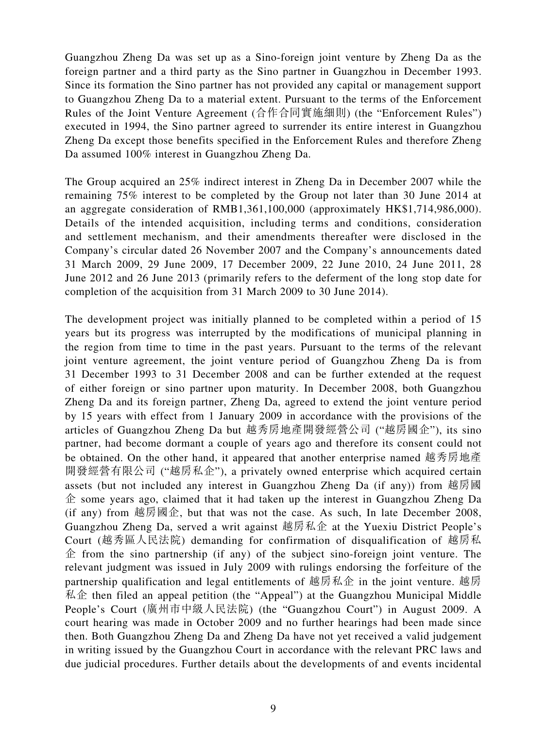Guangzhou Zheng Da was set up as a Sino-foreign joint venture by Zheng Da as the foreign partner and a third party as the Sino partner in Guangzhou in December 1993. Since its formation the Sino partner has not provided any capital or management support to Guangzhou Zheng Da to a material extent. Pursuant to the terms of the Enforcement Rules of the Joint Venture Agreement (合作合同實施細則) (the "Enforcement Rules") executed in 1994, the Sino partner agreed to surrender its entire interest in Guangzhou Zheng Da except those benefits specified in the Enforcement Rules and therefore Zheng Da assumed 100% interest in Guangzhou Zheng Da.

The Group acquired an 25% indirect interest in Zheng Da in December 2007 while the remaining 75% interest to be completed by the Group not later than 30 June 2014 at an aggregate consideration of RMB1,361,100,000 (approximately HK$1,714,986,000). Details of the intended acquisition, including terms and conditions, consideration and settlement mechanism, and their amendments thereafter were disclosed in the Company's circular dated 26 November 2007 and the Company's announcements dated 31 March 2009, 29 June 2009, 17 December 2009, 22 June 2010, 24 June 2011, 28 June 2012 and 26 June 2013 (primarily refers to the deferment of the long stop date for completion of the acquisition from 31 March 2009 to 30 June 2014).

The development project was initially planned to be completed within a period of 15 years but its progress was interrupted by the modifications of municipal planning in the region from time to time in the past years. Pursuant to the terms of the relevant joint venture agreement, the joint venture period of Guangzhou Zheng Da is from 31 December 1993 to 31 December 2008 and can be further extended at the request of either foreign or sino partner upon maturity. In December 2008, both Guangzhou Zheng Da and its foreign partner, Zheng Da, agreed to extend the joint venture period by 15 years with effect from 1 January 2009 in accordance with the provisions of the articles of Guangzhou Zheng Da but 越秀房地產開發經營公司 ("越房國企"), its sino partner, had become dormant a couple of years ago and therefore its consent could not be obtained. On the other hand, it appeared that another enterprise named 越秀房地產開發經營有限公司 ("越房私企"), a privately owned enterprise which acquired certain assets (but not included any interest in Guangzhou Zheng Da (if any)) from 越房國企 some years ago, claimed that it had taken up the interest in Guangzhou Zheng Da (if any) from 越房國企, but that was not the case. As such, In late December 2008, Guangzhou Zheng Da, served a writ against 越房私企 at the Yuexiu District People's Court (越秀區人民法院) demanding for confirmation of disqualification of 越房私企 from the sino partnership (if any) of the subject sino-foreign joint venture. The relevant judgment was issued in July 2009 with rulings endorsing the forfeiture of the partnership qualification and legal entitlements of 越房私企 in the joint venture. 越房私企 then filed an appeal petition (the "Appeal") at the Guangzhou Municipal Middle People's Court (廣州市中級人民法院) (the "Guangzhou Court") in August 2009. A court hearing was made in October 2009 and no further hearings had been made since then. Both Guangzhou Zheng Da and Zheng Da have not yet received a valid judgement in writing issued by the Guangzhou Court in accordance with the relevant PRC laws and due judicial procedures. Further details about the developments of and events incidental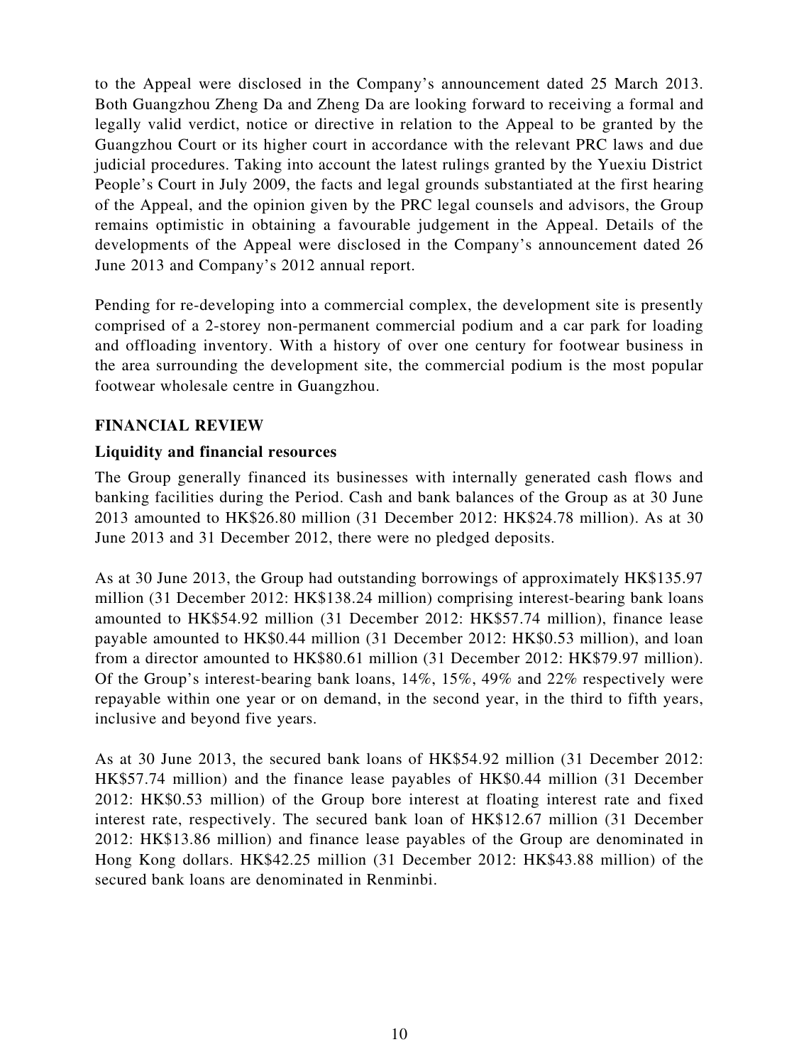to the Appeal were disclosed in the Company's announcement dated 25 March 2013. Both Guangzhou Zheng Da and Zheng Da are looking forward to receiving a formal and legally valid verdict, notice or directive in relation to the Appeal to be granted by the Guangzhou Court or its higher court in accordance with the relevant PRC laws and due judicial procedures. Taking into account the latest rulings granted by the Yuexiu District People's Court in July 2009, the facts and legal grounds substantiated at the first hearing of the Appeal, and the opinion given by the PRC legal counsels and advisors, the Group remains optimistic in obtaining a favourable judgement in the Appeal. Details of the developments of the Appeal were disclosed in the Company's announcement dated 26 June 2013 and Company's 2012 annual report.

Pending for re-developing into a commercial complex, the development site is presently comprised of a 2-storey non-permanent commercial podium and a car park for loading and offloading inventory. With a history of over one century for footwear business in the area surrounding the development site, the commercial podium is the most popular footwear wholesale centre in Guangzhou.

## FINANCIAL REVIEW

### Liquidity and financial resources

The Group generally financed its businesses with internally generated cash flows and banking facilities during the Period. Cash and bank balances of the Group as at 30 June 2013 amounted to HK$26.80 million (31 December 2012: HK$24.78 million). As at 30 June 2013 and 31 December 2012, there were no pledged deposits.

As at 30 June 2013, the Group had outstanding borrowings of approximately HK$135.97 million (31 December 2012: HK$138.24 million) comprising interest-bearing bank loans amounted to HK$54.92 million (31 December 2012: HK$57.74 million), finance lease payable amounted to HK$0.44 million (31 December 2012: HK$0.53 million), and loan from a director amounted to HK$80.61 million (31 December 2012: HK$79.97 million). Of the Group's interest-bearing bank loans, 14%, 15%, 49% and 22% respectively were repayable within one year or on demand, in the second year, in the third to fifth years, inclusive and beyond five years.

As at 30 June 2013, the secured bank loans of HK$54.92 million (31 December 2012: HK$57.74 million) and the finance lease payables of HK$0.44 million (31 December 2012: HK$0.53 million) of the Group bore interest at floating interest rate and fixed interest rate, respectively. The secured bank loan of HK$12.67 million (31 December 2012: HK$13.86 million) and finance lease payables of the Group are denominated in Hong Kong dollars. HK$42.25 million (31 December 2012: HK$43.88 million) of the secured bank loans are denominated in Renminbi.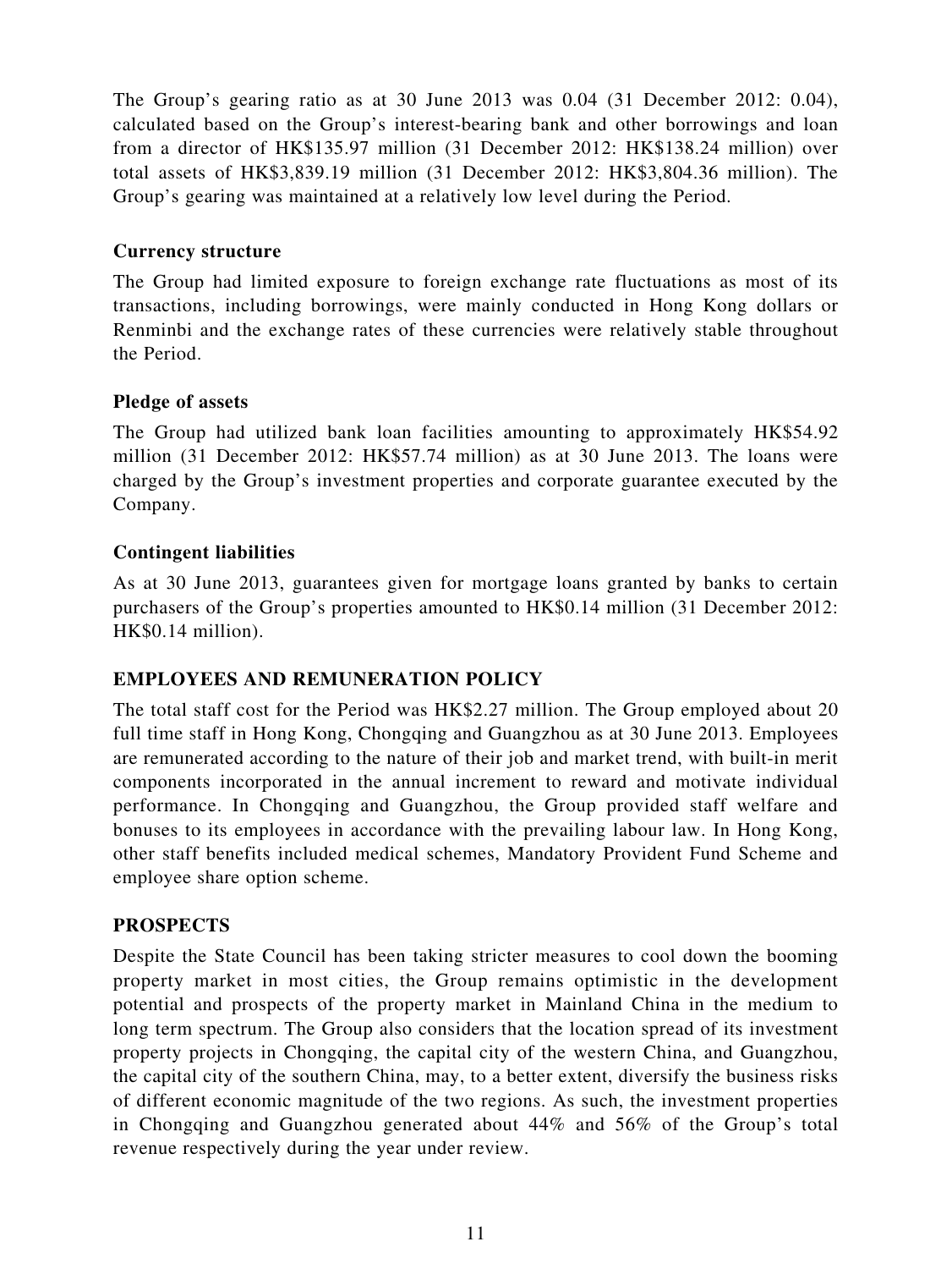The Group's gearing ratio as at 30 June 2013 was 0.04 (31 December 2012: 0.04), calculated based on the Group's interest-bearing bank and other borrowings and loan from a director of HK$135.97 million (31 December 2012: HK$138.24 million) over total assets of HK$3,839.19 million (31 December 2012: HK$3,804.36 million). The Group's gearing was maintained at a relatively low level during the Period.

**Currency structure**

The Group had limited exposure to foreign exchange rate fluctuations as most of its transactions, including borrowings, were mainly conducted in Hong Kong dollars or Renminbi and the exchange rates of these currencies were relatively stable throughout the Period.

**Pledge of assets**

The Group had utilized bank loan facilities amounting to approximately HK$54.92 million (31 December 2012: HK$57.74 million) as at 30 June 2013. The loans were charged by the Group's investment properties and corporate guarantee executed by the Company.

**Contingent liabilities**

As at 30 June 2013, guarantees given for mortgage loans granted by banks to certain purchasers of the Group's properties amounted to HK$0.14 million (31 December 2012: HK$0.14 million).

## EMPLOYEES AND REMUNERATION POLICY

The total staff cost for the Period was HK$2.27 million. The Group employed about 20 full time staff in Hong Kong, Chongqing and Guangzhou as at 30 June 2013. Employees are remunerated according to the nature of their job and market trend, with built-in merit components incorporated in the annual increment to reward and motivate individual performance. In Chongqing and Guangzhou, the Group provided staff welfare and bonuses to its employees in accordance with the prevailing labour law. In Hong Kong, other staff benefits included medical schemes, Mandatory Provident Fund Scheme and employee share option scheme.

## PROSPECTS

Despite the State Council has been taking stricter measures to cool down the booming property market in most cities, the Group remains optimistic in the development potential and prospects of the property market in Mainland China in the medium to long term spectrum. The Group also considers that the location spread of its investment property projects in Chongqing, the capital city of the western China, and Guangzhou, the capital city of the southern China, may, to a better extent, diversify the business risks of different economic magnitude of the two regions. As such, the investment properties in Chongqing and Guangzhou generated about 44% and 56% of the Group's total revenue respectively during the year under review.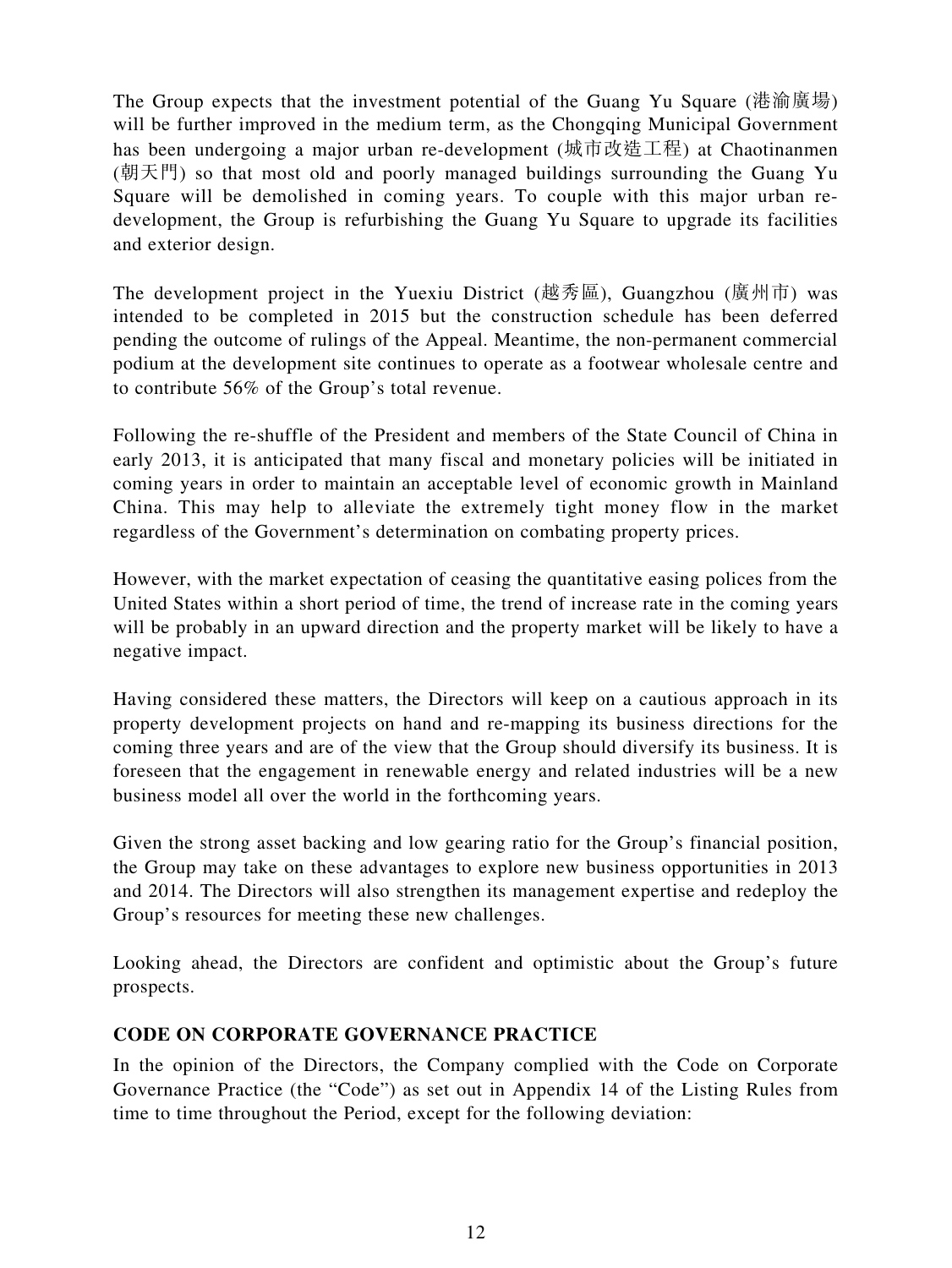The Group expects that the investment potential of the Guang Yu Square (港渝廣場) will be further improved in the medium term, as the Chongqing Municipal Government has been undergoing a major urban re-development (城市改造工程) at Chaotinanmen (朝天門) so that most old and poorly managed buildings surrounding the Guang Yu Square will be demolished in coming years. To couple with this major urban re-development, the Group is refurbishing the Guang Yu Square to upgrade its facilities and exterior design.

The development project in the Yuexiu District (越秀區), Guangzhou (廣州市) was intended to be completed in 2015 but the construction schedule has been deferred pending the outcome of rulings of the Appeal. Meantime, the non-permanent commercial podium at the development site continues to operate as a footwear wholesale centre and to contribute 56% of the Group's total revenue.

Following the re-shuffle of the President and members of the State Council of China in early 2013, it is anticipated that many fiscal and monetary policies will be initiated in coming years in order to maintain an acceptable level of economic growth in Mainland China. This may help to alleviate the extremely tight money flow in the market regardless of the Government's determination on combating property prices.

However, with the market expectation of ceasing the quantitative easing polices from the United States within a short period of time, the trend of increase rate in the coming years will be probably in an upward direction and the property market will be likely to have a negative impact.

Having considered these matters, the Directors will keep on a cautious approach in its property development projects on hand and re-mapping its business directions for the coming three years and are of the view that the Group should diversify its business. It is foreseen that the engagement in renewable energy and related industries will be a new business model all over the world in the forthcoming years.

Given the strong asset backing and low gearing ratio for the Group's financial position, the Group may take on these advantages to explore new business opportunities in 2013 and 2014. The Directors will also strengthen its management expertise and redeploy the Group's resources for meeting these new challenges.

Looking ahead, the Directors are confident and optimistic about the Group's future prospects.

## CODE ON CORPORATE GOVERNANCE PRACTICE

In the opinion of the Directors, the Company complied with the Code on Corporate Governance Practice (the "Code") as set out in Appendix 14 of the Listing Rules from time to time throughout the Period, except for the following deviation: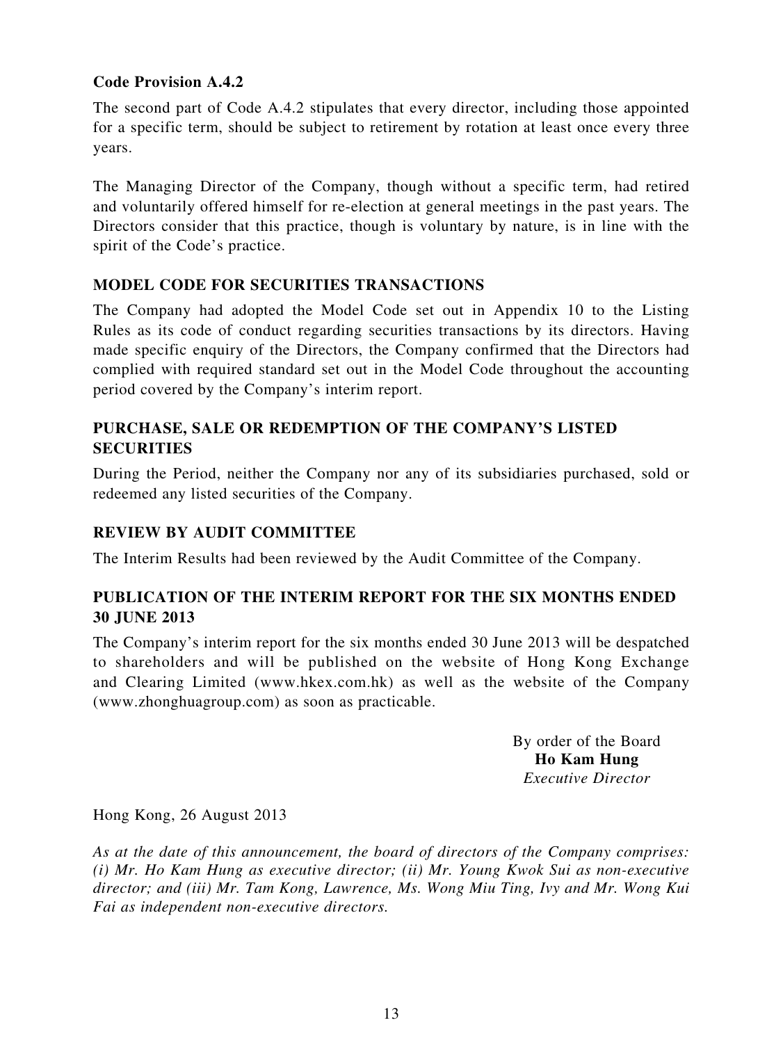**Code Provision A.4.2**

The second part of Code A.4.2 stipulates that every director, including those appointed for a specific term, should be subject to retirement by rotation at least once every three years.

The Managing Director of the Company, though without a specific term, had retired and voluntarily offered himself for re-election at general meetings in the past years. The Directors consider that this practice, though is voluntary by nature, is in line with the spirit of the Code's practice.

## MODEL CODE FOR SECURITIES TRANSACTIONS

The Company had adopted the Model Code set out in Appendix 10 to the Listing Rules as its code of conduct regarding securities transactions by its directors. Having made specific enquiry of the Directors, the Company confirmed that the Directors had complied with required standard set out in the Model Code throughout the accounting period covered by the Company's interim report.

## PURCHASE, SALE OR REDEMPTION OF THE COMPANY'S LISTED SECURITIES

During the Period, neither the Company nor any of its subsidiaries purchased, sold or redeemed any listed securities of the Company.

## REVIEW BY AUDIT COMMITTEE

The Interim Results had been reviewed by the Audit Committee of the Company.

## PUBLICATION OF THE INTERIM REPORT FOR THE SIX MONTHS ENDED 30 JUNE 2013

The Company's interim report for the six months ended 30 June 2013 will be despatched to shareholders and will be published on the website of Hong Kong Exchange and Clearing Limited (www.hkex.com.hk) as well as the website of the Company (www.zhonghuagroup.com) as soon as practicable.

By order of the Board
**Ho Kam Hung**
*Executive Director*

Hong Kong, 26 August 2013

*As at the date of this announcement, the board of directors of the Company comprises: (i) Mr. Ho Kam Hung as executive director; (ii) Mr. Young Kwok Sui as non-executive director; and (iii) Mr. Tam Kong, Lawrence, Ms. Wong Miu Ting, Ivy and Mr. Wong Kui Fai as independent non-executive directors.*